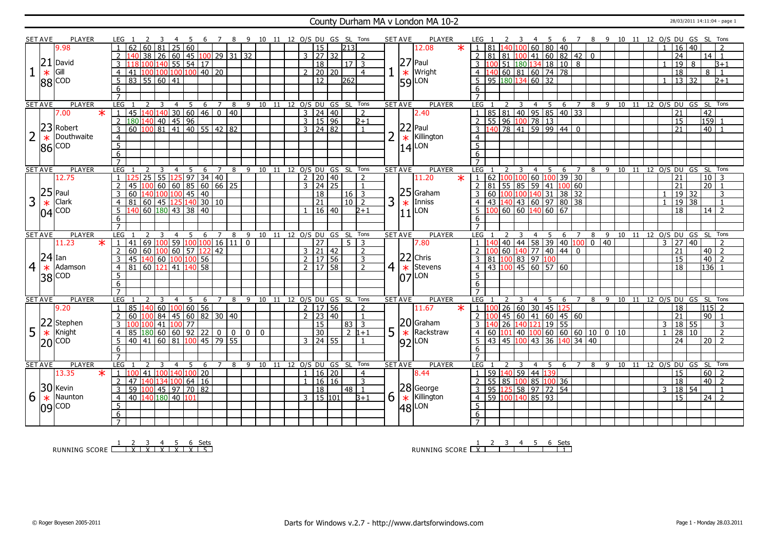# County Durham MA v London MA 10-2

28/03/2011 14:11:04 - page 1

| SET AVE | PLAYER | LEG | 1 | 2 | 3 | 4 | 5 | 6 | 7 | 8 | 9 | 10 | 11 | 12 | O/S | DU | GS | SL | Tons | SET AVE | PLAYER | LEG | 1 | 2 | 3 | 4 | 5 | 6 | 7 | 8 | 9 | 10 | 11 | 12 | O/S | DU | GS | SL | Tons |
|---|---|---|---|---|---|---|---|---|---|---|---|---|---|---|---|---|---|---|---|---|---|---|---|---|---|---|---|---|---|---|---|---|---|---|---|---|---|---|---|
| 1 | 9.98 / 21.88 David Gill COD | 1 | 62 | 60 | 81 | 25 | 60 | | | | | | | | | 15 | | 213 | | 1 | 12.08 * / 27.59 Paul Wright LON | 1 | 81 | 140 | 100 | 60 | 80 | 40 | | | | | | | 1 | 16 | 40 | | 2 |
| | | 2 | 140 | 38 | 26 | 60 | 45 | 100 | 29 | 31 | 32 | | | | 3 | 27 | 32 | | 2 | | | 2 | 81 | 81 | 100 | 41 | 60 | 82 | 42 | 0 | | | | | | 24 | | 14 | 1 |
| | | 3 | 118 | 100 | 140 | 55 | 54 | 17 | | | | | | | | 18 | | 17 | 3 | | | 3 | 100 | 51 | 180 | 134 | 18 | 10 | 8 | | | | | | 1 | 19 | 8 | | 3+1 |
| | | 4 | 41 | 100 | 100 | 100 | 100 | 40 | 20 | | | | | | 2 | 20 | 20 | | 4 | | | 4 | 140 | 60 | 81 | 60 | 74 | 78 | | | | | | | | 18 | | 8 | 1 |
| | | 5 | 83 | 55 | 60 | 41 | | | | | | | | | | 12 | | 262 | | | | 5 | 95 | 180 | 134 | 60 | 32 | | | | | | | | 1 | 13 | 32 | | 2+1 |
| 2 | 7.00 * / 23.86 Robert Douthwaite COD | 1 | 45 | 140 | 140 | 30 | 60 | 46 | 0 | 40 | | | | | 3 | 24 | 40 | | 2 | 2 | 2.40 / 22.14 Paul Killington LON | 1 | 85 | 81 | 40 | 95 | 85 | 40 | 33 | | | | | | | 21 | | 42 | |
| | | 2 | 180 | 140 | 40 | 45 | 96 | | | | | | | | 3 | 15 | 96 | | 2+1 | | | 2 | 55 | 96 | 100 | 78 | 13 | | | | | | | | | 15 | | 159 | 1 |
| | | 3 | 60 | 100 | 81 | 41 | 40 | 55 | 42 | 82 | | | | | 3 | 24 | 82 | | 1 | | | 3 | 140 | 78 | 41 | 59 | 99 | 44 | 0 | | | | | | | 21 | | 40 | 1 |
| 3 | 12.75 / 25.04 Paul Clark COD | 1 | 125 | 25 | 55 | 125 | 97 | 34 | 40 | | | | | | 2 | 20 | 40 | | 2 | 3 | 11.20 * / 25.11 Graham Inniss LON | 1 | 62 | 100 | 100 | 60 | 100 | 39 | 30 | | | | | | | 21 | | 10 | 3 |
| | | 2 | 45 | 100 | 60 | 60 | 85 | 60 | 66 | 25 | | | | | 3 | 24 | 25 | | 1 | | | 2 | 81 | 55 | 85 | 59 | 41 | 100 | 60 | | | | | | | 21 | | 20 | 1 |
| | | 3 | 60 | 140 | 100 | 100 | 45 | 40 | | | | | | | | 18 | | 16 | 3 | | | 3 | 60 | 100 | 100 | 140 | 31 | 38 | 32 | | | | | | 1 | 19 | 32 | | 3 |
| | | 4 | 81 | 60 | 45 | 125 | 140 | 30 | 10 | | | | | | | 21 | | 10 | 2 | | | 4 | 43 | 140 | 43 | 60 | 97 | 80 | 38 | | | | | | 1 | 19 | 38 | | 1 |
| | | 5 | 140 | 60 | 180 | 43 | 38 | 40 | | | | | | | 1 | 16 | 40 | | 2+1 | | | 5 | 100 | 60 | 60 | 140 | 60 | 67 | | | | | | | | 18 | | 14 | 2 |
| 4 | 11.23 * / 24.38 Ian Adamson COD | 1 | 41 | 69 | 100 | 59 | 100 | 100 | 16 | 11 | 0 | | | | | 27 | | 5 | 3 | 4 | 7.80 / 22.07 Chris Stevens LON | 1 | 140 | 40 | 44 | 58 | 39 | 40 | 100 | 0 | 40 | | | | 3 | 27 | 40 | | 2 |
| | | 2 | 60 | 60 | 100 | 60 | 57 | 122 | 42 | | | | | | 3 | 21 | 42 | | 2 | | | 2 | 100 | 60 | 140 | 77 | 40 | 44 | 0 | | | | | | | 21 | | 40 | 2 |
| | | 3 | 45 | 140 | 60 | 100 | 100 | 56 | | | | | | | 2 | 17 | 56 | | 3 | | | 3 | 81 | 100 | 83 | 97 | 100 | | | | | | | | | 15 | | 40 | 2 |
| | | 4 | 81 | 60 | 121 | 41 | 140 | 58 | | | | | | | 2 | 17 | 58 | | 2 | | | 4 | 43 | 100 | 45 | 60 | 57 | 60 | | | | | | | | 18 | | 136 | 1 |
| 5 | 9.20 / 22.20 Stephen Knight COD | 1 | 85 | 140 | 60 | 100 | 60 | 56 | | | | | | | 2 | 17 | 56 | | 2 | 5 | 11.67 * / 20.92 Graham Rackstraw LON | 1 | 100 | 26 | 60 | 30 | 45 | 125 | | | | | | | | 18 | | 115 | 2 |
| | | 2 | 60 | 100 | 84 | 45 | 60 | 82 | 30 | 40 | | | | | 2 | 23 | 40 | | 1 | | | 2 | 100 | 45 | 60 | 41 | 60 | 45 | 60 | | | | | | | 21 | | 90 | 1 |
| | | 3 | 100 | 100 | 41 | 100 | 77 | | | | | | | | | 15 | | 83 | 3 | | | 3 | 140 | 26 | 140 | 121 | 19 | 55 | | | | | | | 3 | 18 | 55 | | 3 |
| | | 4 | 85 | 180 | 60 | 60 | 92 | 22 | 0 | 0 | 0 | 0 | | | | 30 | | 2 | 1+1 | | | 4 | 60 | 101 | 40 | 100 | 60 | 60 | 60 | 10 | 0 | 10 | | | 1 | 28 | 10 | | 2 |
| | | 5 | 40 | 41 | 60 | 81 | 100 | 45 | 79 | 55 | | | | | 3 | 24 | 55 | | 1 | | | 5 | 43 | 45 | 100 | 43 | 36 | 140 | 34 | 40 | | | | | | 24 | | 20 | 2 |
| 6 | 13.35 * / 30.09 Kevin Naunton COD | 1 | 100 | 41 | 100 | 140 | 100 | 20 | | | | | | | 1 | 16 | 20 | | 4 | 6 | 8.44 / 28.48 George Killington LON | 1 | 59 | 140 | 59 | 44 | 139 | | | | | | | | | 15 | | 60 | 2 |
| | | 2 | 47 | 140 | 134 | 100 | 64 | 16 | | | | | | | 1 | 16 | 16 | | 3 | | | 2 | 55 | 85 | 100 | 85 | 100 | 36 | | | | | | | | 18 | | 40 | 2 |
| | | 3 | 59 | 100 | 45 | 97 | 70 | 82 | | | | | | | | 18 | | 48 | 1 | | | 3 | 95 | 125 | 58 | 97 | 72 | 54 | | | | | | | 3 | 18 | 54 | | 1 |
| | | 4 | 40 | 140 | 180 | 40 | 101 | | | | | | | | 3 | 15 | 101 | | 3+1 | | | 4 | 59 | 100 | 140 | 85 | 93 | | | | | | | | | 15 | | 24 | 2 |

| RUNNING SCORE | 1 | 2 | 3 | 4 | 5 | 6 | Sets |
|---|---|---|---|---|---|---|---|
| COD | X | X | X | X | X | X | 5 |
| LON | X | | | | | | 1 |

© Roger Boyesen 2005-2011 — Darts for Windows v.2.7 - http://www.dartsforwindows.com — Page 1 - Monday 28.03.2011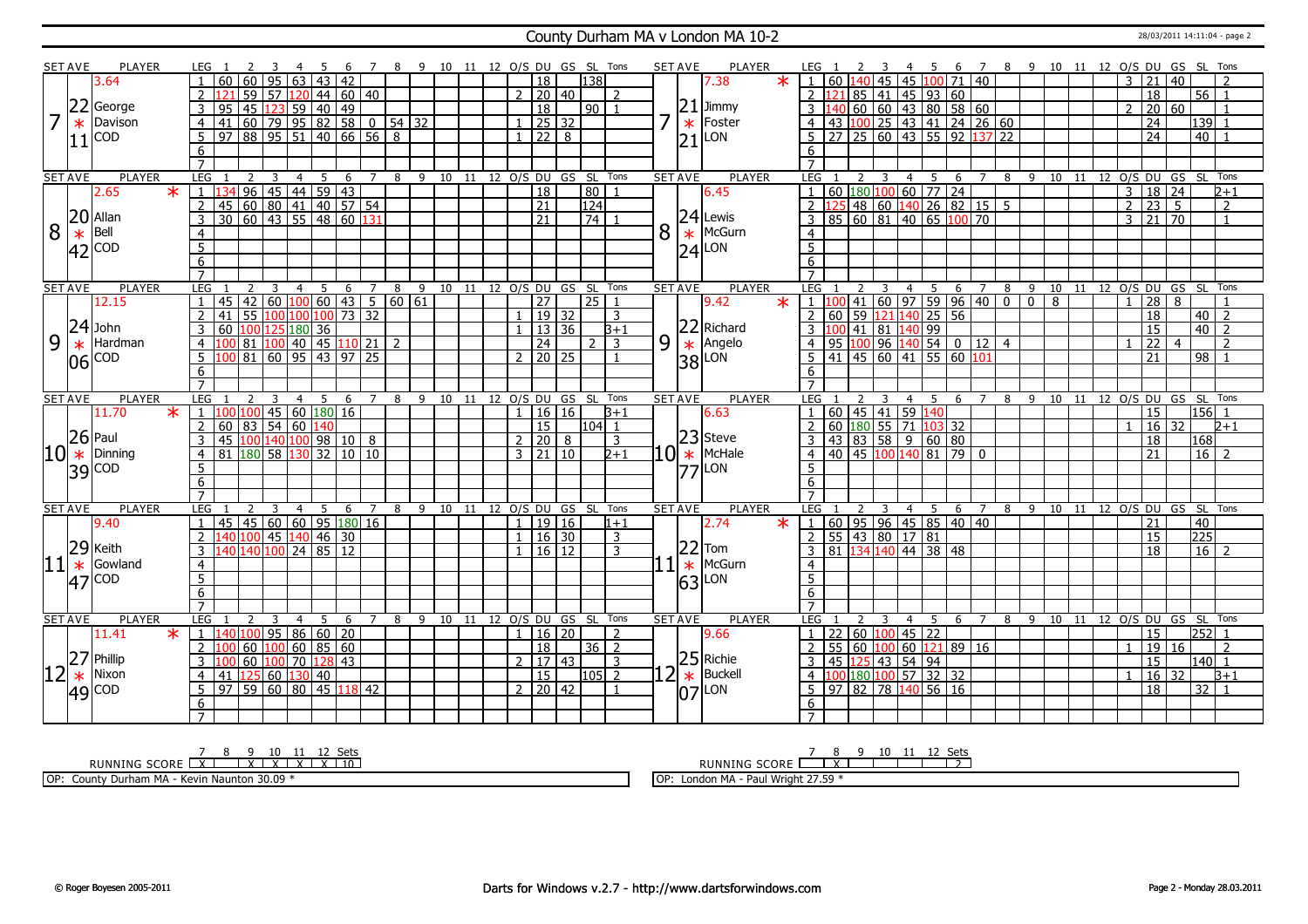# County Durham MA v London MA 10-2

28/03/2011 14:11:04 - page 2

## Set 7

| SET AVE | PLAYER | LEG | 1 | 2 | 3 | 4 | 5 | 6 | 7 | 8 | 9 | 10 | 11 | 12 | O/S | DU | GS | SL | Tons |
|---|---|---|---|---|---|---|---|---|---|---|---|---|---|---|---|---|---|---|---|
| 3.64 | 7 George Davison COD 22.11 | 1 | 60 | 60 | 95 | 63 | 43 | 42 | | | | | | | | 18 | | 138 | |
| | | 2 | 121 | 59 | 57 | 120 | 44 | 60 | 40 | | | | | | 2 | 20 | 40 | | 2 |
| | | 3 | 95 | 45 | 123 | 59 | 40 | 49 | | | | | | | | 18 | | 90 | 1 |
| | | 4 | 41 | 60 | 79 | 95 | 82 | 58 | 0 | 54 | 32 | | | | 1 | 25 | 32 | | |
| | | 5 | 97 | 88 | 95 | 51 | 40 | 66 | 56 | 8 | | | | | 1 | 22 | 8 | | |

| SET AVE | PLAYER | LEG | 1 | 2 | 3 | 4 | 5 | 6 | 7 | 8 | 9 | 10 | 11 | 12 | O/S | DU | GS | SL | Tons |
|---|---|---|---|---|---|---|---|---|---|---|---|---|---|---|---|---|---|---|---|
| 7.38 * | 7 Jimmy Foster LON 21.21 | 1 | 60 | 140 | 45 | 45 | 100 | 71 | 40 | | | | | | 3 | 21 | 40 | | 2 |
| | | 2 | 121 | 85 | 41 | 45 | 93 | 60 | | | | | | | | 18 | | 56 | 1 |
| | | 3 | 140 | 60 | 60 | 43 | 80 | 58 | 60 | | | | | | 2 | 20 | 60 | | 1 |
| | | 4 | 43 | 100 | 25 | 43 | 41 | 24 | 26 | 60 | | | | | | 24 | | 139 | 1 |
| | | 5 | 27 | 25 | 60 | 43 | 55 | 92 | 137 | 22 | | | | | | 24 | | 40 | 1 |

## Set 8

| SET AVE | PLAYER | LEG | 1 | 2 | 3 | 4 | 5 | 6 | 7 | 8 | 9 | 10 | 11 | 12 | O/S | DU | GS | SL | Tons |
|---|---|---|---|---|---|---|---|---|---|---|---|---|---|---|---|---|---|---|---|
| 2.65 * | 8 Allan Bell COD 20.42 | 1 | 134 | 96 | 45 | 44 | 59 | 43 | | | | | | | | 18 | | 80 | 1 |
| | | 2 | 45 | 60 | 80 | 41 | 40 | 57 | 54 | | | | | | | 21 | | 124 | |
| | | 3 | 30 | 60 | 43 | 55 | 48 | 60 | 131 | | | | | | | 21 | | 74 | 1 |

| SET AVE | PLAYER | LEG | 1 | 2 | 3 | 4 | 5 | 6 | 7 | 8 | 9 | 10 | 11 | 12 | O/S | DU | GS | SL | Tons |
|---|---|---|---|---|---|---|---|---|---|---|---|---|---|---|---|---|---|---|---|
| 6.45 | 8 Lewis McGurn LON 24.24 | 1 | 60 | 180 | 100 | 60 | 77 | 24 | | | | | | | 3 | 18 | 24 | | 2+1 |
| | | 2 | 125 | 48 | 60 | 140 | 26 | 82 | 15 | 5 | | | | | 2 | 23 | 5 | | 2 |
| | | 3 | 85 | 60 | 81 | 40 | 65 | 100 | 70 | | | | | | 3 | 21 | 70 | | 1 |

## Set 9

| SET AVE | PLAYER | LEG | 1 | 2 | 3 | 4 | 5 | 6 | 7 | 8 | 9 | 10 | 11 | 12 | O/S | DU | GS | SL | Tons |
|---|---|---|---|---|---|---|---|---|---|---|---|---|---|---|---|---|---|---|---|
| 12.15 | 9 John Hardman COD 24.06 | 1 | 45 | 42 | 60 | 100 | 60 | 43 | 5 | 60 | 61 | | | | | 27 | | 25 | 1 |
| | | 2 | 41 | 55 | 100 | 100 | 100 | 73 | 32 | | | | | | 1 | 19 | 32 | | 3 |
| | | 3 | 60 | 100 | 125 | 180 | 36 | | | | | | | | 1 | 13 | 36 | | 3+1 |
| | | 4 | 100 | 81 | 100 | 40 | 45 | 110 | 21 | 2 | | | | | | 24 | | 2 | 3 |
| | | 5 | 100 | 81 | 60 | 95 | 43 | 97 | 25 | | | | | | 2 | 20 | 25 | | 1 |

| SET AVE | PLAYER | LEG | 1 | 2 | 3 | 4 | 5 | 6 | 7 | 8 | 9 | 10 | 11 | 12 | O/S | DU | GS | SL | Tons |
|---|---|---|---|---|---|---|---|---|---|---|---|---|---|---|---|---|---|---|---|
| 9.42 * | 9 Richard Angelo LON 22.38 | 1 | 100 | 41 | 60 | 97 | 59 | 96 | 40 | 0 | 0 | 8 | | | 1 | 28 | 8 | | 1 |
| | | 2 | 60 | 59 | 121 | 140 | 25 | 56 | | | | | | | | 18 | | 40 | 2 |
| | | 3 | 100 | 41 | 81 | 140 | 99 | | | | | | | | | 15 | | 40 | 2 |
| | | 4 | 95 | 100 | 96 | 140 | 54 | 0 | 12 | 4 | | | | | 1 | 22 | 4 | | 2 |
| | | 5 | 41 | 45 | 60 | 41 | 55 | 60 | 101 | | | | | | | 21 | | 98 | 1 |

## Set 10

| SET AVE | PLAYER | LEG | 1 | 2 | 3 | 4 | 5 | 6 | 7 | 8 | 9 | 10 | 11 | 12 | O/S | DU | GS | SL | Tons |
|---|---|---|---|---|---|---|---|---|---|---|---|---|---|---|---|---|---|---|---|
| 11.70 * | 10 Paul Dinning COD 26.39 | 1 | 100 | 100 | 45 | 60 | 180 | 16 | | | | | | | 1 | 16 | 16 | | 3+1 |
| | | 2 | 60 | 83 | 54 | 60 | 140 | | | | | | | | | 15 | | 104 | 1 |
| | | 3 | 45 | 100 | 140 | 100 | 98 | 10 | 8 | | | | | | 2 | 20 | 8 | | 3 |
| | | 4 | 81 | 180 | 58 | 130 | 32 | 10 | 10 | | | | | | 3 | 21 | 10 | | 2+1 |

| SET AVE | PLAYER | LEG | 1 | 2 | 3 | 4 | 5 | 6 | 7 | 8 | 9 | 10 | 11 | 12 | O/S | DU | GS | SL | Tons |
|---|---|---|---|---|---|---|---|---|---|---|---|---|---|---|---|---|---|---|---|
| 6.63 | 10 Steve McHale LON 23.77 | 1 | 60 | 45 | 41 | 59 | 140 | | | | | | | | | 15 | | 156 | 1 |
| | | 2 | 60 | 180 | 55 | 71 | 103 | 32 | | | | | | | 1 | 16 | 32 | | 2+1 |
| | | 3 | 43 | 83 | 58 | 9 | 60 | 80 | | | | | | | | 18 | | 168 | |
| | | 4 | 40 | 45 | 100 | 140 | 81 | 79 | 0 | | | | | | | 21 | | 16 | 2 |

## Set 11

| SET AVE | PLAYER | LEG | 1 | 2 | 3 | 4 | 5 | 6 | 7 | 8 | 9 | 10 | 11 | 12 | O/S | DU | GS | SL | Tons |
|---|---|---|---|---|---|---|---|---|---|---|---|---|---|---|---|---|---|---|---|
| 9.40 | 11 Keith Gowland COD 29.47 | 1 | 45 | 45 | 60 | 60 | 95 | 180 | 16 | | | | | | 1 | 19 | 16 | | 1+1 |
| | | 2 | 140 | 100 | 45 | 140 | 46 | 30 | | | | | | | 1 | 16 | 30 | | 3 |
| | | 3 | 140 | 140 | 100 | 24 | 85 | 12 | | | | | | | 1 | 16 | 12 | | 3 |

| SET AVE | PLAYER | LEG | 1 | 2 | 3 | 4 | 5 | 6 | 7 | 8 | 9 | 10 | 11 | 12 | O/S | DU | GS | SL | Tons |
|---|---|---|---|---|---|---|---|---|---|---|---|---|---|---|---|---|---|---|---|
| 2.74 * | 11 Tom McGurn LON 22.63 | 1 | 60 | 95 | 96 | 45 | 85 | 40 | 40 | | | | | | | 21 | | 40 | |
| | | 2 | 55 | 43 | 80 | 17 | 81 | | | | | | | | | 15 | | 225 | |
| | | 3 | 81 | 134 | 140 | 44 | 38 | 48 | | | | | | | | 18 | | 16 | 2 |

## Set 12

| SET AVE | PLAYER | LEG | 1 | 2 | 3 | 4 | 5 | 6 | 7 | 8 | 9 | 10 | 11 | 12 | O/S | DU | GS | SL | Tons |
|---|---|---|---|---|---|---|---|---|---|---|---|---|---|---|---|---|---|---|---|
| 11.41 * | 12 Phillip Nixon COD 27.49 | 1 | 140 | 100 | 95 | 86 | 60 | 20 | | | | | | | 1 | 16 | 20 | | 2 |
| | | 2 | 100 | 60 | 100 | 60 | 85 | 60 | | | | | | | | 18 | | 36 | 2 |
| | | 3 | 100 | 60 | 100 | 70 | 128 | 43 | | | | | | | 2 | 17 | 43 | | 3 |
| | | 4 | 41 | 125 | 60 | 130 | 40 | | | | | | | | | 15 | | 105 | 2 |
| | | 5 | 97 | 59 | 60 | 80 | 45 | 118 | 42 | | | | | | 2 | 20 | 42 | | 1 |

| SET AVE | PLAYER | LEG | 1 | 2 | 3 | 4 | 5 | 6 | 7 | 8 | 9 | 10 | 11 | 12 | O/S | DU | GS | SL | Tons |
|---|---|---|---|---|---|---|---|---|---|---|---|---|---|---|---|---|---|---|---|
| 9.66 | 12 Richie Buckell LON 25.07 | 1 | 22 | 60 | 100 | 45 | 22 | | | | | | | | | 15 | | 252 | 1 |
| | | 2 | 55 | 60 | 100 | 60 | 121 | 89 | 16 | | | | | | 1 | 19 | 16 | | 2 |
| | | 3 | 45 | 125 | 43 | 54 | 94 | | | | | | | | | 15 | | 140 | 1 |
| | | 4 | 100 | 180 | 100 | 57 | 32 | 32 | | | | | | | 1 | 16 | 32 | | 3+1 |
| | | 5 | 97 | 82 | 78 | 140 | 56 | 16 | | | | | | | | 18 | | 32 | 1 |

| RUNNING SCORE | 7 | 8 | 9 | 10 | 11 | 12 | Sets |
|---|---|---|---|---|---|---|---|
| County Durham MA | X | | X | X | X | X | 10 |
| London MA | | X | | | | | 2 |

OP: County Durham MA - Kevin Naunton 30.09 *

OP: London MA - Paul Wright 27.59 *

© Roger Boyesen 2005-2011 — Darts for Windows v.2.7 - http://www.dartsforwindows.com — Page 2 - Monday 28.03.2011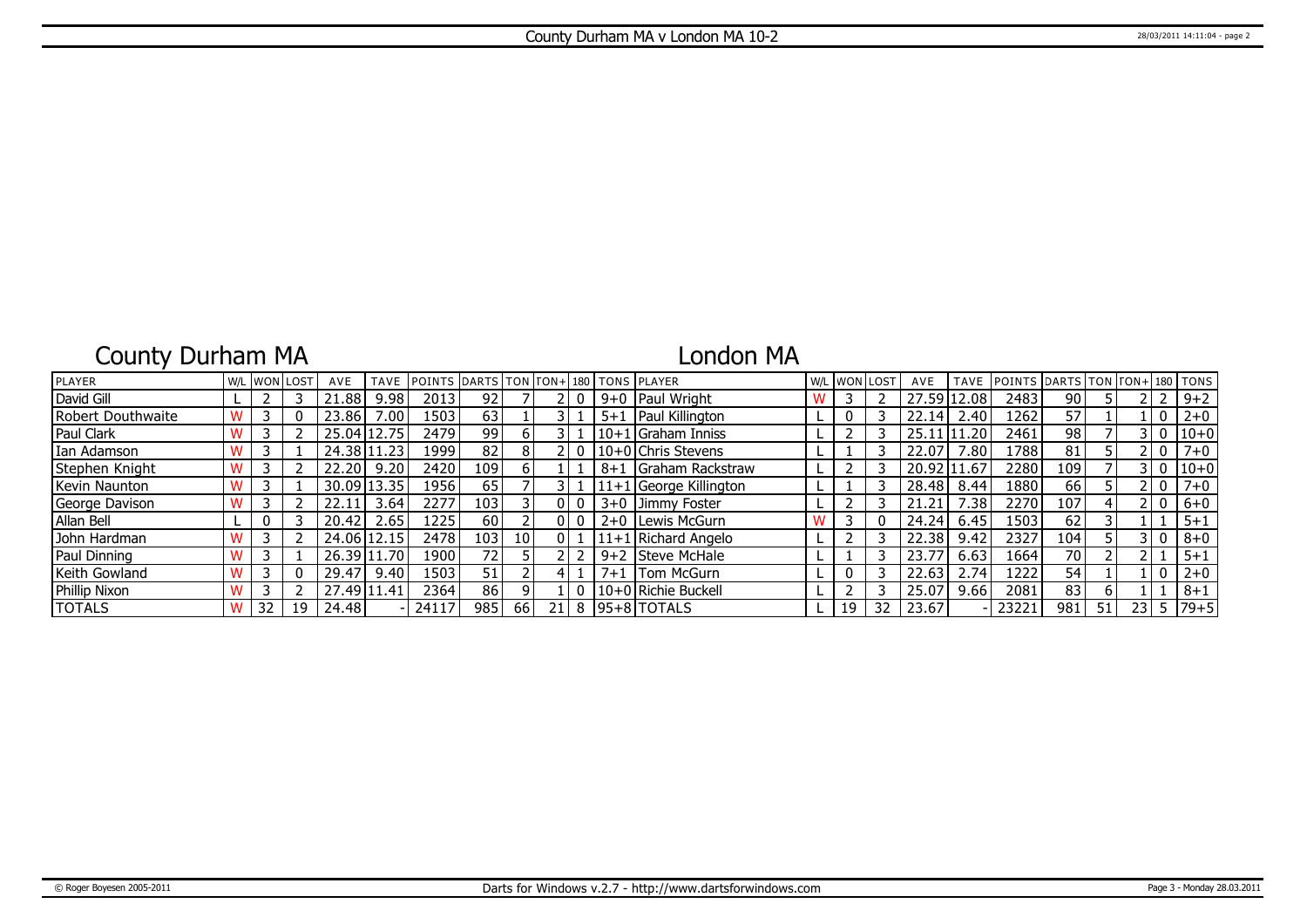# County Durham MA v London MA 10-2

## County Durham MA

## London MA

| PLAYER | W/L | WON | LOST | AVE | TAVE | POINTS | DARTS | TON | TON+ | 180 | TONS | PLAYER | W/L | WON | LOST | AVE | TAVE | POINTS | DARTS | TON | TON+ | 180 | TONS |
|---|---|---|---|---|---|---|---|---|---|---|---|---|---|---|---|---|---|---|---|---|---|---|---|
| David Gill | L | 2 | 3 | 21.88 | 9.98 | 2013 | 92 | 7 | 2 | 0 | 9+0 | Paul Wright | W | 3 | 2 | 27.59 | 12.08 | 2483 | 90 | 5 | 2 | 2 | 9+2 |
| Robert Douthwaite | W | 3 | 0 | 23.86 | 7.00 | 1503 | 63 | 1 | 3 | 1 | 5+1 | Paul Killington | L | 0 | 3 | 22.14 | 2.40 | 1262 | 57 | 1 | 1 | 0 | 2+0 |
| Paul Clark | W | 3 | 2 | 25.04 | 12.75 | 2479 | 99 | 6 | 3 | 1 | 10+1 | Graham Inniss | L | 2 | 3 | 25.11 | 11.20 | 2461 | 98 | 7 | 3 | 0 | 10+0 |
| Ian Adamson | W | 3 | 1 | 24.38 | 11.23 | 1999 | 82 | 8 | 2 | 0 | 10+0 | Chris Stevens | L | 1 | 3 | 22.07 | 7.80 | 1788 | 81 | 5 | 2 | 0 | 7+0 |
| Stephen Knight | W | 3 | 2 | 22.20 | 9.20 | 2420 | 109 | 6 | 1 | 1 | 8+1 | Graham Rackstraw | L | 2 | 3 | 20.92 | 11.67 | 2280 | 109 | 7 | 3 | 0 | 10+0 |
| Kevin Naunton | W | 3 | 1 | 30.09 | 13.35 | 1956 | 65 | 7 | 3 | 1 | 11+1 | George Killington | L | 1 | 3 | 28.48 | 8.44 | 1880 | 66 | 5 | 2 | 0 | 7+0 |
| George Davison | W | 3 | 2 | 22.11 | 3.64 | 2277 | 103 | 3 | 0 | 0 | 3+0 | Jimmy Foster | L | 2 | 3 | 21.21 | 7.38 | 2270 | 107 | 4 | 2 | 0 | 6+0 |
| Allan Bell | L | 0 | 3 | 20.42 | 2.65 | 1225 | 60 | 2 | 0 | 0 | 2+0 | Lewis McGurn | W | 3 | 0 | 24.24 | 6.45 | 1503 | 62 | 3 | 1 | 1 | 5+1 |
| John Hardman | W | 3 | 2 | 24.06 | 12.15 | 2478 | 103 | 10 | 0 | 1 | 11+1 | Richard Angelo | L | 2 | 3 | 22.38 | 9.42 | 2327 | 104 | 5 | 3 | 0 | 8+0 |
| Paul Dinning | W | 3 | 1 | 26.39 | 11.70 | 1900 | 72 | 5 | 2 | 2 | 9+2 | Steve McHale | L | 1 | 3 | 23.77 | 6.63 | 1664 | 70 | 2 | 2 | 1 | 5+1 |
| Keith Gowland | W | 3 | 0 | 29.47 | 9.40 | 1503 | 51 | 2 | 4 | 1 | 7+1 | Tom McGurn | L | 0 | 3 | 22.63 | 2.74 | 1222 | 54 | 1 | 1 | 0 | 2+0 |
| Phillip Nixon | W | 3 | 2 | 27.49 | 11.41 | 2364 | 86 | 9 | 1 | 0 | 10+0 | Richie Buckell | L | 2 | 3 | 25.07 | 9.66 | 2081 | 83 | 6 | 1 | 1 | 8+1 |
| TOTALS | W | 32 | 19 | 24.48 | - | 24117 | 985 | 66 | 21 | 8 | 95+8 | TOTALS | L | 19 | 32 | 23.67 | - | 23221 | 981 | 51 | 23 | 5 | 79+5 |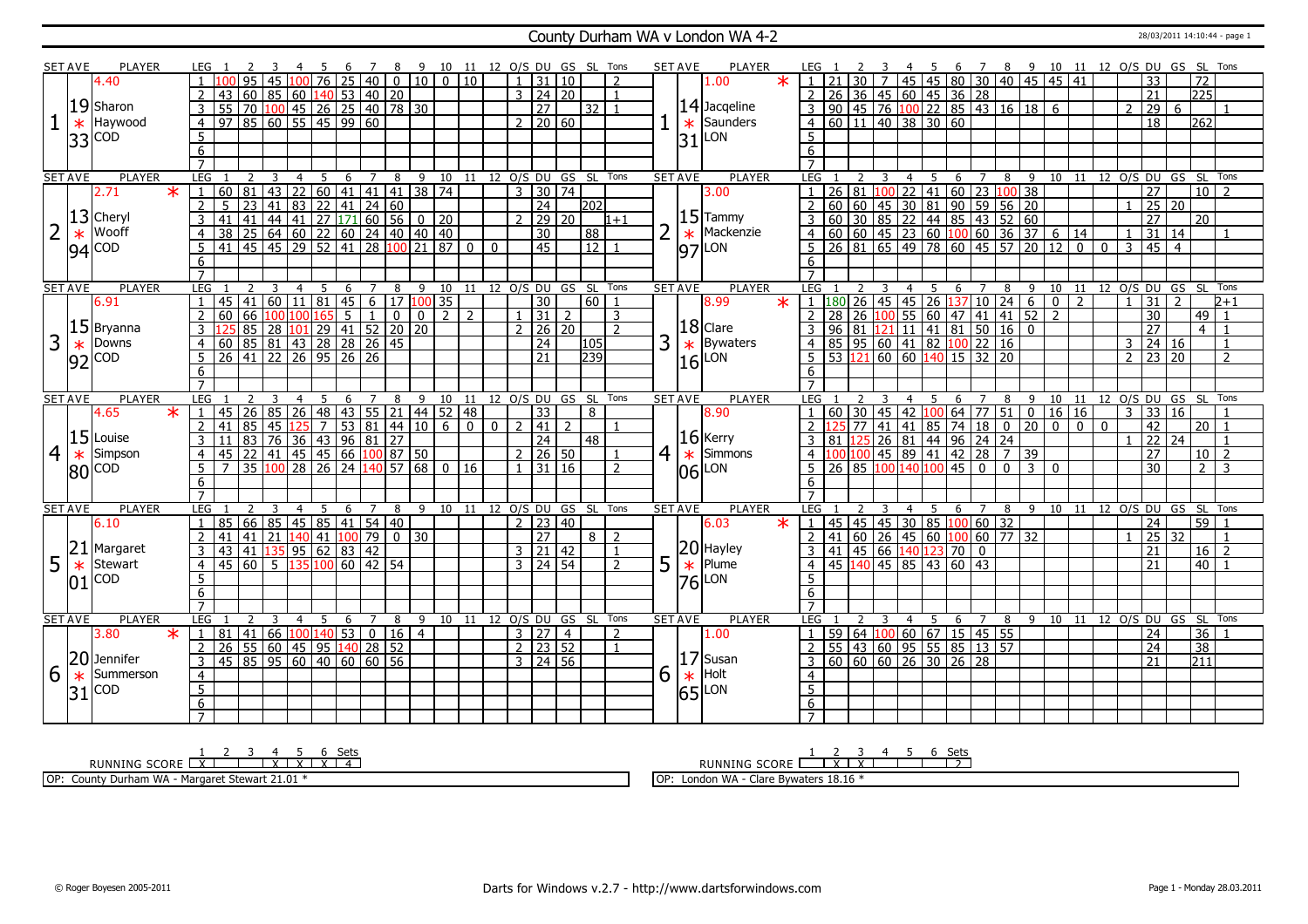# County Durham WA v London WA 4-2

28/03/2011 14:10:44 - page 1

## Set 1

| SET AVE | PLAYER | LEG | 1 | 2 | 3 | 4 | 5 | 6 | 7 | 8 | 9 | 10 | 11 | 12 | O/S | DU | GS | SL | Tons |
|---|---|---|---|---|---|---|---|---|---|---|---|---|---|---|---|---|---|---|---|
| 4.40 | 19 Sharon Haywood COD 33 | 1 | 100 | 95 | 45 | 100 | 76 | 25 | 40 | 0 | 10 | 0 | 10 | | 1 | 31 | 10 | | 2 |
| | | 2 | 43 | 60 | 85 | 60 | 140 | 53 | 40 | 20 | | | | | 3 | 24 | 20 | | 1 |
| | | 3 | 55 | 70 | 100 | 45 | 26 | 25 | 40 | 78 | 30 | | | | | 27 | | 32 | 1 |
| | | 4 | 97 | 85 | 60 | 55 | 45 | 99 | 60 | | | | | | 2 | 20 | 60 | | |

| SET AVE | PLAYER | LEG | 1 | 2 | 3 | 4 | 5 | 6 | 7 | 8 | 9 | 10 | 11 | 12 | O/S | DU | GS | SL | Tons |
|---|---|---|---|---|---|---|---|---|---|---|---|---|---|---|---|---|---|---|---|
| 1.00 * | 14 Jacqeline Saunders LON 31 | 1 | 21 | 30 | 7 | 45 | 45 | 80 | 30 | 40 | 45 | 45 | 41 | | | 33 | | 72 | |
| | | 2 | 26 | 36 | 45 | 60 | 45 | 36 | 28 | | | | | | | 21 | | 225 | |
| | | 3 | 90 | 45 | 76 | 100 | 22 | 85 | 43 | 16 | 18 | 6 | | | 2 | 29 | 6 | | 1 |
| | | 4 | 60 | 11 | 40 | 38 | 30 | 60 | | | | | | | | 18 | | 262 | |

## Set 2

| SET AVE | PLAYER | LEG | 1 | 2 | 3 | 4 | 5 | 6 | 7 | 8 | 9 | 10 | 11 | 12 | O/S | DU | GS | SL | Tons |
|---|---|---|---|---|---|---|---|---|---|---|---|---|---|---|---|---|---|---|---|
| 2.71 * | 13 Cheryl Wooff COD 94 | 1 | 60 | 81 | 43 | 22 | 60 | 41 | 41 | 41 | 38 | 74 | | | 3 | 30 | 74 | | |
| | | 2 | 5 | 23 | 41 | 83 | 22 | 41 | 24 | 60 | | | | | | 24 | | 202 | |
| | | 3 | 41 | 41 | 44 | 41 | 27 | 171 | 60 | 56 | 0 | 20 | | | 2 | 29 | 20 | | 1+1 |
| | | 4 | 38 | 25 | 64 | 60 | 22 | 60 | 24 | 40 | 40 | 40 | | | | 30 | | 88 | |
| | | 5 | 41 | 45 | 45 | 29 | 52 | 41 | 28 | 100 | 21 | 87 | 0 | 0 | | 45 | | 12 | 1 |

| SET AVE | PLAYER | LEG | 1 | 2 | 3 | 4 | 5 | 6 | 7 | 8 | 9 | 10 | 11 | 12 | O/S | DU | GS | SL | Tons |
|---|---|---|---|---|---|---|---|---|---|---|---|---|---|---|---|---|---|---|---|
| 3.00 | 15 Tammy Mackenzie LON 97 | 1 | 26 | 81 | 100 | 22 | 41 | 60 | 23 | 100 | 38 | | | | | 27 | | 10 | 2 |
| | | 2 | 60 | 60 | 45 | 30 | 81 | 90 | 59 | 56 | 20 | | | | 1 | 25 | 20 | | |
| | | 3 | 60 | 30 | 85 | 22 | 44 | 85 | 43 | 52 | 60 | | | | | 27 | | 20 | |
| | | 4 | 60 | 60 | 45 | 23 | 60 | 100 | 60 | 36 | 37 | 6 | 14 | | 1 | 31 | 14 | | 1 |
| | | 5 | 26 | 81 | 65 | 49 | 78 | 60 | 45 | 57 | 20 | 12 | 0 | 0 | 3 | 45 | 4 | | |

## Set 3

| SET AVE | PLAYER | LEG | 1 | 2 | 3 | 4 | 5 | 6 | 7 | 8 | 9 | 10 | 11 | 12 | O/S | DU | GS | SL | Tons |
|---|---|---|---|---|---|---|---|---|---|---|---|---|---|---|---|---|---|---|---|
| 6.91 | 15 Bryanna Downs COD 92 | 1 | 45 | 41 | 60 | 11 | 81 | 45 | 6 | 17 | 100 | 35 | | | | 30 | | 60 | 1 |
| | | 2 | 60 | 66 | 100 | 100 | 165 | 5 | 1 | 0 | 0 | 2 | 2 | | 1 | 31 | 2 | | 3 |
| | | 3 | 125 | 85 | 28 | 101 | 29 | 41 | 52 | 20 | 20 | | | | 2 | 26 | 20 | | 2 |
| | | 4 | 60 | 85 | 81 | 43 | 28 | 28 | 26 | 45 | | | | | | 24 | | 105 | |
| | | 5 | 26 | 41 | 22 | 26 | 95 | 26 | 26 | | | | | | | 21 | | 239 | |

| SET AVE | PLAYER | LEG | 1 | 2 | 3 | 4 | 5 | 6 | 7 | 8 | 9 | 10 | 11 | 12 | O/S | DU | GS | SL | Tons |
|---|---|---|---|---|---|---|---|---|---|---|---|---|---|---|---|---|---|---|---|
| 8.99 * | 18 Clare Bywaters LON 16 | 1 | 180 | 26 | 45 | 45 | 26 | 137 | 10 | 24 | 6 | 0 | 2 | | 1 | 31 | 2 | | 2+1 |
| | | 2 | 28 | 26 | 100 | 55 | 60 | 47 | 41 | 41 | 52 | 2 | | | | 30 | | 49 | 1 |
| | | 3 | 96 | 81 | 121 | 11 | 41 | 81 | 50 | 16 | 0 | | | | | 27 | | 4 | 1 |
| | | 4 | 85 | 95 | 60 | 41 | 82 | 100 | 22 | 16 | | | | | 3 | 24 | 16 | | 1 |
| | | 5 | 53 | 121 | 60 | 60 | 140 | 15 | 32 | 20 | | | | | 2 | 23 | 20 | | 2 |

## Set 4

| SET AVE | PLAYER | LEG | 1 | 2 | 3 | 4 | 5 | 6 | 7 | 8 | 9 | 10 | 11 | 12 | O/S | DU | GS | SL | Tons |
|---|---|---|---|---|---|---|---|---|---|---|---|---|---|---|---|---|---|---|---|
| 4.65 * | 15 Louise Simpson COD 80 | 1 | 45 | 26 | 85 | 26 | 48 | 43 | 55 | 21 | 44 | 52 | 48 | | | 33 | | 8 | |
| | | 2 | 41 | 85 | 45 | 125 | 7 | 53 | 81 | 44 | 10 | 6 | 0 | 0 | 2 | 41 | 2 | | 1 |
| | | 3 | 11 | 83 | 76 | 36 | 43 | 96 | 81 | 27 | | | | | | 24 | | 48 | |
| | | 4 | 45 | 22 | 41 | 45 | 45 | 66 | 100 | 87 | 50 | | | | 2 | 26 | 50 | | 1 |
| | | 5 | 7 | 35 | 100 | 28 | 26 | 24 | 140 | 57 | 68 | 0 | 16 | | 1 | 31 | 16 | | 2 |

| SET AVE | PLAYER | LEG | 1 | 2 | 3 | 4 | 5 | 6 | 7 | 8 | 9 | 10 | 11 | 12 | O/S | DU | GS | SL | Tons |
|---|---|---|---|---|---|---|---|---|---|---|---|---|---|---|---|---|---|---|---|
| 8.90 | 16 Kerry Simmons LON 06 | 1 | 60 | 30 | 45 | 42 | 100 | 64 | 77 | 51 | 0 | 16 | 16 | | 3 | 33 | 16 | | 1 |
| | | 2 | 125 | 77 | 41 | 41 | 85 | 74 | 18 | 0 | 20 | 0 | 0 | 0 | | 42 | | 20 | 1 |
| | | 3 | 81 | 125 | 26 | 81 | 44 | 96 | 24 | 24 | | | | | 1 | 22 | 24 | | 1 |
| | | 4 | 100 | 100 | 45 | 89 | 41 | 42 | 28 | 7 | 39 | | | | | 27 | | 10 | 2 |
| | | 5 | 26 | 85 | 100 | 140 | 100 | 45 | 0 | 0 | 3 | 0 | | | | 30 | | 2 | 3 |

## Set 5

| SET AVE | PLAYER | LEG | 1 | 2 | 3 | 4 | 5 | 6 | 7 | 8 | 9 | 10 | 11 | 12 | O/S | DU | GS | SL | Tons |
|---|---|---|---|---|---|---|---|---|---|---|---|---|---|---|---|---|---|---|---|
| 6.10 | 21 Margaret Stewart COD 01 | 1 | 85 | 66 | 85 | 45 | 85 | 41 | 54 | 40 | | | | | 2 | 23 | 40 | | |
| | | 2 | 41 | 41 | 21 | 140 | 41 | 100 | 79 | 0 | 30 | | | | | 27 | | 8 | 2 |
| | | 3 | 43 | 41 | 135 | 95 | 62 | 83 | 42 | | | | | | 3 | 21 | 42 | | 1 |
| | | 4 | 45 | 60 | 5 | 135 | 100 | 60 | 42 | 54 | | | | | 3 | 24 | 54 | | 2 |

| SET AVE | PLAYER | LEG | 1 | 2 | 3 | 4 | 5 | 6 | 7 | 8 | 9 | 10 | 11 | 12 | O/S | DU | GS | SL | Tons |
|---|---|---|---|---|---|---|---|---|---|---|---|---|---|---|---|---|---|---|---|
| 6.03 * | 20 Hayley Plume LON 76 | 1 | 45 | 45 | 45 | 30 | 85 | 100 | 60 | 32 | | | | | | 24 | | 59 | 1 |
| | | 2 | 41 | 60 | 26 | 45 | 60 | 100 | 60 | 77 | 32 | | | | 1 | 25 | 32 | | 1 |
| | | 3 | 41 | 45 | 66 | 140 | 123 | 70 | 0 | | | | | | | 21 | | 16 | 2 |
| | | 4 | 45 | 140 | 45 | 85 | 43 | 60 | 43 | | | | | | | 21 | | 40 | 1 |

## Set 6

| SET AVE | PLAYER | LEG | 1 | 2 | 3 | 4 | 5 | 6 | 7 | 8 | 9 | 10 | 11 | 12 | O/S | DU | GS | SL | Tons |
|---|---|---|---|---|---|---|---|---|---|---|---|---|---|---|---|---|---|---|---|
| 3.80 * | 20 Jennifer Summerson COD 31 | 1 | 81 | 41 | 66 | 100 | 140 | 53 | 0 | 16 | 4 | | | | 3 | 27 | 4 | | 2 |
| | | 2 | 26 | 55 | 60 | 45 | 95 | 140 | 28 | 52 | | | | | 2 | 23 | 52 | | 1 |
| | | 3 | 45 | 85 | 95 | 60 | 40 | 60 | 60 | 56 | | | | | 3 | 24 | 56 | | |

| SET AVE | PLAYER | LEG | 1 | 2 | 3 | 4 | 5 | 6 | 7 | 8 | 9 | 10 | 11 | 12 | O/S | DU | GS | SL | Tons |
|---|---|---|---|---|---|---|---|---|---|---|---|---|---|---|---|---|---|---|---|
| 1.00 | 17 Susan Holt LON 65 | 1 | 59 | 64 | 100 | 60 | 67 | 15 | 45 | 55 | | | | | | 24 | | 36 | 1 |
| | | 2 | 55 | 43 | 60 | 95 | 55 | 85 | 13 | 57 | | | | | | 24 | | 38 | |
| | | 3 | 60 | 60 | 60 | 26 | 30 | 26 | 28 | | | | | | | 21 | | 211 | |

| RUNNING SCORE | 1 | 2 | 3 | 4 | 5 | 6 | Sets |
|---|---|---|---|---|---|---|---|
| County Durham WA | X | | | X | X | X | 4 |
| London WA | | X | X | | | | 2 |

OP: County Durham WA - Margaret Stewart 21.01 *

OP: London WA - Clare Bywaters 18.16 *

© Roger Boyesen 2005-2011 — Darts for Windows v.2.7 - http://www.dartsforwindows.com — Page 1 - Monday 28.03.2011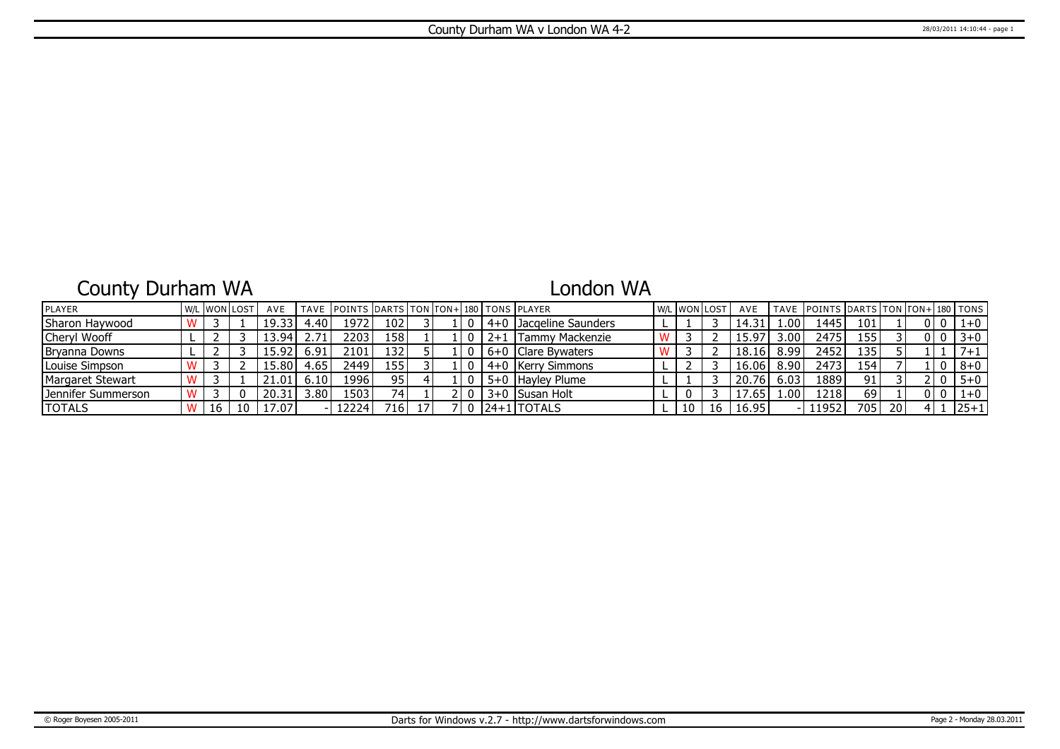# County Durham WA v London WA 4-2

## County Durham WA

| PLAYER | W/L | WON | LOST | AVE | TAVE | POINTS | DARTS | TON | TON+ | 180 | TONS |
|---|---|---|---|---|---|---|---|---|---|---|---|
| Sharon Haywood | W | 3 | 1 | 19.33 | 4.40 | 1972 | 102 | 3 | 1 | 0 | 4+0 |
| Cheryl Wooff | L | 2 | 3 | 13.94 | 2.71 | 2203 | 158 | 1 | 1 | 0 | 2+1 |
| Bryanna Downs | L | 2 | 3 | 15.92 | 6.91 | 2101 | 132 | 5 | 1 | 0 | 6+0 |
| Louise Simpson | W | 3 | 2 | 15.80 | 4.65 | 2449 | 155 | 3 | 1 | 0 | 4+0 |
| Margaret Stewart | W | 3 | 1 | 21.01 | 6.10 | 1996 | 95 | 4 | 1 | 0 | 5+0 |
| Jennifer Summerson | W | 3 | 0 | 20.31 | 3.80 | 1503 | 74 | 1 | 2 | 0 | 3+0 |
| TOTALS | W | 16 | 10 | 17.07 | - | 12224 | 716 | 17 | 7 | 0 | 24+1 |

## London WA

| PLAYER | W/L | WON | LOST | AVE | TAVE | POINTS | DARTS | TON | TON+ | 180 | TONS |
|---|---|---|---|---|---|---|---|---|---|---|---|
| Jacqeline Saunders | L | 1 | 3 | 14.31 | 1.00 | 1445 | 101 | 1 | 0 | 0 | 1+0 |
| Tammy Mackenzie | W | 3 | 2 | 15.97 | 3.00 | 2475 | 155 | 3 | 0 | 0 | 3+0 |
| Clare Bywaters | W | 3 | 2 | 18.16 | 8.99 | 2452 | 135 | 5 | 1 | 1 | 7+1 |
| Kerry Simmons | L | 2 | 3 | 16.06 | 8.90 | 2473 | 154 | 7 | 1 | 0 | 8+0 |
| Hayley Plume | L | 1 | 3 | 20.76 | 6.03 | 1889 | 91 | 3 | 2 | 0 | 5+0 |
| Susan Holt | L | 0 | 3 | 17.65 | 1.00 | 1218 | 69 | 1 | 0 | 0 | 1+0 |
| TOTALS | L | 10 | 16 | 16.95 | - | 11952 | 705 | 20 | 4 | 1 | 25+1 |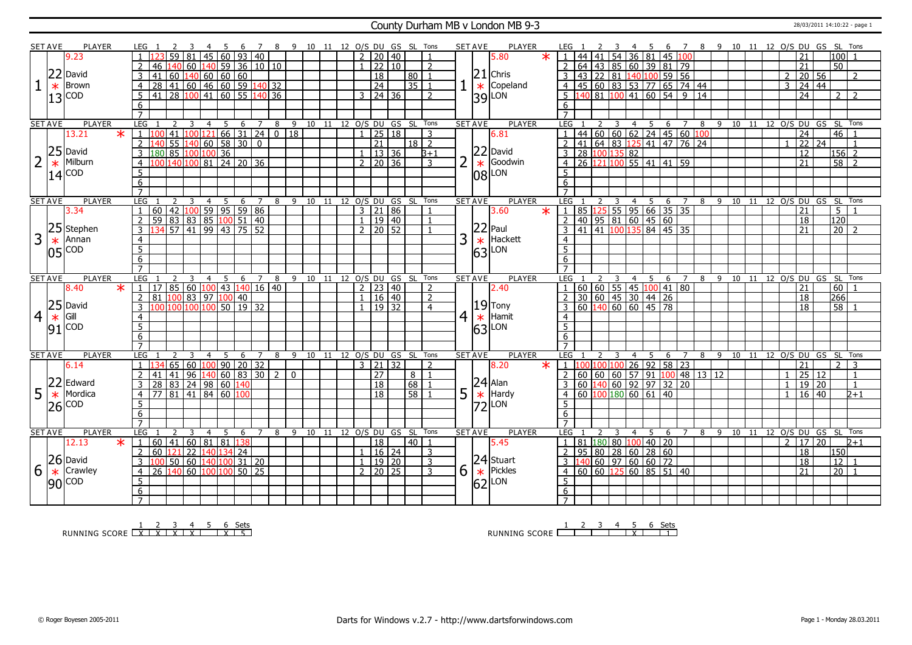# County Durham MB v London MB 9-3

28/03/2011 14:10:22 - page 1

## Set 1

| SET AVE | PLAYER | LEG | 1 | 2 | 3 | 4 | 5 | 6 | 7 | 8 | 9 | 10 | 11 | 12 | O/S | DU | GS | SL | Tons |
|---|---|---|---|---|---|---|---|---|---|---|---|---|---|---|---|---|---|---|---|
| 22.13 | David Brown COD (9.23) | 1 | 123 | 59 | 81 | 45 | 60 | 93 | 40 | | | | | | 2 | 20 | 40 | | 1 |
| | | 2 | 46 | 140 | 60 | 140 | 59 | 36 | 10 | 10 | | | | | 1 | 22 | 10 | | 2 |
| | | 3 | 41 | 60 | 140 | 60 | 60 | 60 | | | | | | | | 18 | | 80 | 1 |
| | | 4 | 28 | 41 | 60 | 46 | 60 | 59 | 140 | 32 | | | | | | 24 | | 35 | 1 |
| | | 5 | 41 | 28 | 100 | 41 | 60 | 55 | 140 | 36 | | | | | 3 | 24 | 36 | | 2 |

| SET AVE | PLAYER | LEG | 1 | 2 | 3 | 4 | 5 | 6 | 7 | 8 | 9 | 10 | 11 | 12 | O/S | DU | GS | SL | Tons |
|---|---|---|---|---|---|---|---|---|---|---|---|---|---|---|---|---|---|---|---|
| 21.39 | * Chris Copeland LON (5.80) | 1 | 44 | 41 | 54 | 36 | 81 | 45 | 100 | | | | | | | 21 | | 100 | 1 |
| | | 2 | 64 | 43 | 85 | 60 | 39 | 81 | 79 | | | | | | | 21 | | 50 | |
| | | 3 | 43 | 22 | 81 | 140 | 100 | 59 | 56 | | | | | | 2 | 20 | 56 | | 2 |
| | | 4 | 45 | 60 | 83 | 53 | 77 | 65 | 74 | 44 | | | | | 3 | 24 | 44 | | |
| | | 5 | 140 | 81 | 100 | 41 | 60 | 54 | 9 | 14 | | | | | | 24 | | 2 | 2 |

## Set 2

| SET AVE | PLAYER | LEG | 1 | 2 | 3 | 4 | 5 | 6 | 7 | 8 | 9 | 10 | 11 | 12 | O/S | DU | GS | SL | Tons |
|---|---|---|---|---|---|---|---|---|---|---|---|---|---|---|---|---|---|---|---|
| 25.14 | * David Milburn COD (13.21) | 1 | 100 | 41 | 100 | 121 | 66 | 31 | 24 | 0 | 18 | | | | 1 | 25 | 18 | | 3 |
| | | 2 | 140 | 55 | 140 | 60 | 58 | 30 | 0 | | | | | | | 21 | | 18 | 2 |
| | | 3 | 180 | 85 | 100 | 100 | 36 | | | | | | | | 1 | 13 | 36 | | 3+1 |
| | | 4 | 100 | 140 | 100 | 81 | 24 | 20 | 36 | | | | | | 2 | 20 | 36 | | 3 |

| SET AVE | PLAYER | LEG | 1 | 2 | 3 | 4 | 5 | 6 | 7 | 8 | 9 | 10 | 11 | 12 | O/S | DU | GS | SL | Tons |
|---|---|---|---|---|---|---|---|---|---|---|---|---|---|---|---|---|---|---|---|
| 22.08 | * David Goodwin LON (6.81) | 1 | 44 | 60 | 60 | 62 | 24 | 45 | 60 | 100 | | | | | | 24 | | 46 | 1 |
| | | 2 | 41 | 64 | 83 | 125 | 41 | 47 | 76 | 24 | | | | | 1 | 22 | 24 | | 1 |
| | | 3 | 28 | 100 | 135 | 82 | | | | | | | | | | 12 | | 156 | 2 |
| | | 4 | 26 | 121 | 100 | 55 | 41 | 41 | 59 | | | | | | | 21 | | 58 | 2 |

## Set 3

| SET AVE | PLAYER | LEG | 1 | 2 | 3 | 4 | 5 | 6 | 7 | 8 | 9 | 10 | 11 | 12 | O/S | DU | GS | SL | Tons |
|---|---|---|---|---|---|---|---|---|---|---|---|---|---|---|---|---|---|---|---|
| 25.05 | * Stephen Annan COD (3.34) | 1 | 60 | 42 | 100 | 59 | 95 | 59 | 86 | | | | | | 3 | 21 | 86 | | 1 |
| | | 2 | 59 | 83 | 83 | 85 | 100 | 51 | 40 | | | | | | 1 | 19 | 40 | | 1 |
| | | 3 | 134 | 57 | 41 | 99 | 43 | 75 | 52 | | | | | | 2 | 20 | 52 | | 1 |

| SET AVE | PLAYER | LEG | 1 | 2 | 3 | 4 | 5 | 6 | 7 | 8 | 9 | 10 | 11 | 12 | O/S | DU | GS | SL | Tons |
|---|---|---|---|---|---|---|---|---|---|---|---|---|---|---|---|---|---|---|---|
| 22.63 | * Paul Hackett LON (3.60) | 1 | 85 | 125 | 55 | 95 | 66 | 35 | 35 | | | | | | | 21 | | 5 | 1 |
| | | 2 | 40 | 95 | 81 | 60 | 45 | 60 | | | | | | | | 18 | | 120 | |
| | | 3 | 41 | 41 | 100 | 135 | 84 | 45 | 35 | | | | | | | 21 | | 20 | 2 |

## Set 4

| SET AVE | PLAYER | LEG | 1 | 2 | 3 | 4 | 5 | 6 | 7 | 8 | 9 | 10 | 11 | 12 | O/S | DU | GS | SL | Tons |
|---|---|---|---|---|---|---|---|---|---|---|---|---|---|---|---|---|---|---|---|
| 25.91 | * David Gill COD (8.40) | 1 | 17 | 85 | 60 | 100 | 43 | 140 | 16 | 40 | | | | | 2 | 23 | 40 | | 2 |
| | | 2 | 81 | 100 | 83 | 97 | 100 | 40 | | | | | | | 1 | 16 | 40 | | 2 |
| | | 3 | 100 | 100 | 100 | 100 | 50 | 19 | 32 | | | | | | 1 | 19 | 32 | | 4 |

| SET AVE | PLAYER | LEG | 1 | 2 | 3 | 4 | 5 | 6 | 7 | 8 | 9 | 10 | 11 | 12 | O/S | DU | GS | SL | Tons |
|---|---|---|---|---|---|---|---|---|---|---|---|---|---|---|---|---|---|---|---|
| 19.63 | * Tony Hamit LON (2.40) | 1 | 60 | 60 | 55 | 45 | 100 | 41 | 80 | | | | | | | 21 | | 60 | 1 |
| | | 2 | 30 | 60 | 45 | 30 | 44 | 26 | | | | | | | | 18 | | 266 | |
| | | 3 | 60 | 140 | 60 | 60 | 45 | 78 | | | | | | | | 18 | | 58 | 1 |

## Set 5

| SET AVE | PLAYER | LEG | 1 | 2 | 3 | 4 | 5 | 6 | 7 | 8 | 9 | 10 | 11 | 12 | O/S | DU | GS | SL | Tons |
|---|---|---|---|---|---|---|---|---|---|---|---|---|---|---|---|---|---|---|---|
| 22.26 | * Edward Mordica COD (6.14) | 1 | 134 | 65 | 60 | 100 | 90 | 20 | 32 | | | | | | 3 | 21 | 32 | | 2 |
| | | 2 | 41 | 41 | 96 | 140 | 60 | 83 | 30 | 2 | 0 | | | | | 27 | | 8 | 1 |
| | | 3 | 28 | 83 | 24 | 98 | 60 | 140 | | | | | | | | 18 | | 68 | 1 |
| | | 4 | 77 | 81 | 41 | 84 | 60 | 100 | | | | | | | | 18 | | 58 | 1 |

| SET AVE | PLAYER | LEG | 1 | 2 | 3 | 4 | 5 | 6 | 7 | 8 | 9 | 10 | 11 | 12 | O/S | DU | GS | SL | Tons |
|---|---|---|---|---|---|---|---|---|---|---|---|---|---|---|---|---|---|---|---|
| 24.72 | * Alan Hardy LON (8.20) | 1 | 100 | 100 | 100 | 26 | 92 | 58 | 23 | | | | | | | 21 | | 2 | 3 |
| | | 2 | 60 | 60 | 60 | 57 | 91 | 100 | 48 | 13 | 12 | | | | 1 | 25 | 12 | | 1 |
| | | 3 | 60 | 140 | 60 | 92 | 97 | 32 | 20 | | | | | | 1 | 19 | 20 | | 1 |
| | | 4 | 60 | 100 | 180 | 60 | 61 | 40 | | | | | | | 1 | 16 | 40 | | 2+1 |

## Set 6

| SET AVE | PLAYER | LEG | 1 | 2 | 3 | 4 | 5 | 6 | 7 | 8 | 9 | 10 | 11 | 12 | O/S | DU | GS | SL | Tons |
|---|---|---|---|---|---|---|---|---|---|---|---|---|---|---|---|---|---|---|---|
| 26.90 | * David Crawley COD (12.13) | 1 | 60 | 41 | 60 | 81 | 81 | 138 | | | | | | | | 18 | | 40 | 1 |
| | | 2 | 60 | 121 | 22 | 140 | 134 | 24 | | | | | | | 1 | 16 | 24 | | 3 |
| | | 3 | 100 | 50 | 60 | 140 | 100 | 31 | 20 | | | | | | 1 | 19 | 20 | | 3 |
| | | 4 | 26 | 140 | 60 | 100 | 100 | 50 | 25 | | | | | | 2 | 20 | 25 | | 3 |

| SET AVE | PLAYER | LEG | 1 | 2 | 3 | 4 | 5 | 6 | 7 | 8 | 9 | 10 | 11 | 12 | O/S | DU | GS | SL | Tons |
|---|---|---|---|---|---|---|---|---|---|---|---|---|---|---|---|---|---|---|---|
| 24.62 | * Stuart Pickles LON (5.45) | 1 | 81 | 180 | 80 | 100 | 40 | 20 | | | | | | | 2 | 17 | 20 | | 2+1 |
| | | 2 | 95 | 80 | 28 | 60 | 28 | 60 | | | | | | | | 18 | | 150 | |
| | | 3 | 140 | 60 | 97 | 60 | 60 | 72 | | | | | | | | 18 | | 12 | 1 |
| | | 4 | 60 | 60 | 125 | 60 | 85 | 51 | 40 | | | | | | | 21 | | 20 | 1 |

## Running Score

| | 1 | 2 | 3 | 4 | 5 | 6 | Sets |
|---|---|---|---|---|---|---|---|
| County Durham MB | X | X | X | X | | X | 5 |
| London MB | | | | | X | | 1 |

© Roger Boyesen 2005-2011 — Darts for Windows v.2.7 - http://www.dartsforwindows.com — Page 1 - Monday 28.03.2011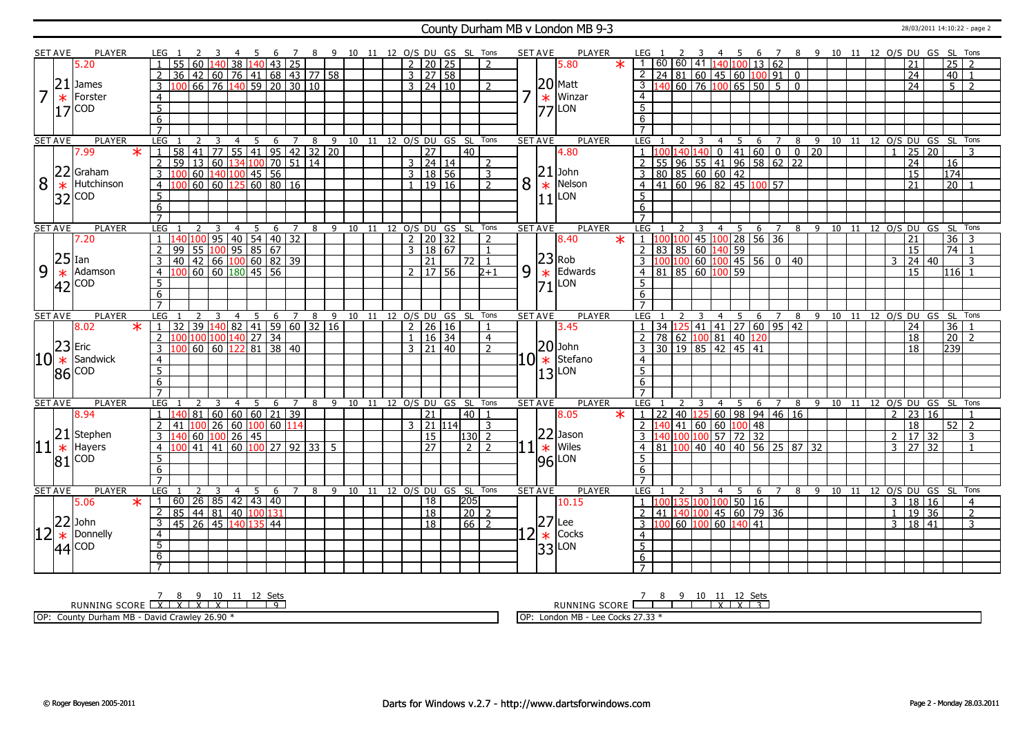# County Durham MB v London MB 9-3

28/03/2011 14:10:22 - page 2

| SET | AVE | PLAYER | LEG | 1 | 2 | 3 | 4 | 5 | 6 | 7 | 8 | 9 | 10 | 11 | 12 | O/S | DU | GS | SL | Tons | SET | AVE | PLAYER | LEG | 1 | 2 | 3 | 4 | 5 | 6 | 7 | 8 | 9 | 10 | 11 | 12 | O/S | DU | GS | SL | Tons |
|---|---|---|---|---|---|---|---|---|---|---|---|---|---|---|---|---|---|---|---|---|---|---|---|---|---|---|---|---|---|---|---|---|---|---|---|---|---|---|---|---|---|
| 7 | 5.20 / 21.17 * | James Forster COD | 1 | 55 | 60 | 140 | 38 | 140 | 43 | 25 | | | | | | 2 | 20 | 25 | | 2 | 7 | 5.80 * / 20.77 * | Matt Winzar LON | 1 | 60 | 60 | 41 | 140 | 100 | 13 | 62 | | | | | | | 21 | | 25 | 2 |
| | | | 2 | 36 | 42 | 60 | 76 | 41 | 68 | 43 | 77 | 58 | | | | 3 | 27 | 58 | | | | | | 2 | 24 | 81 | 60 | 45 | 60 | 100 | 91 | 0 | | | | | | 24 | | 40 | 1 |
| | | | 3 | 100 | 66 | 76 | 140 | 59 | 20 | 30 | 10 | | | | | 3 | 24 | 10 | | 2 | | | | 3 | 140 | 60 | 76 | 100 | 65 | 50 | 5 | 0 | | | | | | 24 | | 5 | 2 |
| 8 | 7.99 * / 22.32 * | Graham Hutchinson COD | 1 | 58 | 41 | 77 | 55 | 41 | 95 | 42 | 32 | 20 | | | | | 27 | | 40 | | 8 | 4.80 / 21.11 * | John Nelson LON | 1 | 100 | 140 | 140 | 0 | 41 | 60 | 0 | 0 | 20 | | | | 1 | 25 | 20 | | 3 |
| | | | 2 | 59 | 13 | 60 | 134 | 100 | 70 | 51 | 14 | | | | | 3 | 24 | 14 | | 2 | | | | 2 | 55 | 96 | 55 | 41 | 96 | 58 | 62 | 22 | | | | | | 24 | | 16 | |
| | | | 3 | 100 | 60 | 140 | 100 | 45 | 56 | | | | | | | 3 | 18 | 56 | | 3 | | | | 3 | 80 | 85 | 60 | 60 | 42 | | | | | | | | | 15 | | 174 | |
| | | | 4 | 100 | 60 | 60 | 125 | 60 | 80 | 16 | | | | | | 1 | 19 | 16 | | 2 | | | | 4 | 41 | 60 | 96 | 82 | 45 | 100 | 57 | | | | | | | 21 | | 20 | 1 |
| 9 | 7.20 / 25.42 * | Ian Adamson COD | 1 | 140 | 100 | 95 | 40 | 54 | 40 | 32 | | | | | | 2 | 20 | 32 | | 2 | 9 | 8.40 * / 23.71 * | Rob Edwards LON | 1 | 100 | 100 | 45 | 100 | 28 | 56 | 36 | | | | | | | 21 | | 36 | 3 |
| | | | 2 | 99 | 55 | 100 | 95 | 85 | 67 | | | | | | | 3 | 18 | 67 | | 1 | | | | 2 | 83 | 85 | 60 | 140 | 59 | | | | | | | | | 15 | | 74 | 1 |
| | | | 3 | 40 | 42 | 66 | 100 | 60 | 82 | 39 | | | | | | | 21 | | 72 | 1 | | | | 3 | 100 | 100 | 60 | 100 | 45 | 56 | 0 | 40 | | | | | 3 | 24 | 40 | | 3 |
| | | | 4 | 100 | 60 | 60 | 180 | 45 | 56 | | | | | | | 2 | 17 | 56 | | 2+1 | | | | 4 | 81 | 85 | 60 | 100 | 59 | | | | | | | | | 15 | | 116 | 1 |
| 10 | 8.02 * / 23.86 * | Eric Sandwick COD | 1 | 32 | 39 | 140 | 82 | 41 | 59 | 60 | 32 | 16 | | | | 2 | 26 | 16 | | 1 | 10 | 3.45 / 20.13 * | John Stefano LON | 1 | 34 | 125 | 41 | 41 | 27 | 60 | 95 | 42 | | | | | | 24 | | 36 | 1 |
| | | | 2 | 100 | 100 | 100 | 140 | 27 | 34 | | | | | | | 1 | 16 | 34 | | 4 | | | | 2 | 78 | 62 | 100 | 81 | 40 | 120 | | | | | | | | 18 | | 20 | 2 |
| | | | 3 | 100 | 60 | 60 | 122 | 81 | 38 | 40 | | | | | | 3 | 21 | 40 | | 2 | | | | 3 | 30 | 19 | 85 | 42 | 45 | 41 | | | | | | | | 18 | | 239 | |
| 11 | 8.94 / 21.81 * | Stephen Hayers COD | 1 | 140 | 81 | 60 | 60 | 60 | 21 | 39 | | | | | | | 21 | | 40 | 1 | 11 | 8.05 * / 22.96 * | Jason Wiles LON | 1 | 22 | 40 | 125 | 60 | 98 | 94 | 46 | 16 | | | | | 2 | 23 | 16 | | 1 |
| | | | 2 | 41 | 100 | 26 | 60 | 100 | 60 | 114 | | | | | | 3 | 21 | 114 | | 3 | | | | 2 | 140 | 41 | 60 | 60 | 100 | 48 | | | | | | | | 18 | | 52 | 2 |
| | | | 3 | 140 | 60 | 100 | 26 | 45 | | | | | | | | | 15 | | 130 | 2 | | | | 3 | 140 | 100 | 100 | 57 | 72 | 32 | | | | | | | 2 | 17 | 32 | | 3 |
| | | | 4 | 100 | 41 | 41 | 60 | 100 | 27 | 92 | 33 | 5 | | | | | 27 | | 2 | 2 | | | | 4 | 81 | 100 | 40 | 40 | 40 | 56 | 25 | 87 | 32 | | | | 3 | 27 | 32 | | 1 |
| 12 | 5.06 * / 22.44 * | John Donnelly COD | 1 | 60 | 26 | 85 | 42 | 43 | 40 | | | | | | | | 18 | | 205 | | 12 | 10.15 / 27.33 * | Lee Cocks LON | 1 | 100 | 135 | 100 | 100 | 50 | 16 | | | | | | | 3 | 18 | 16 | | 4 |
| | | | 2 | 85 | 44 | 81 | 40 | 100 | 131 | | | | | | | | 18 | | 20 | 2 | | | | 2 | 41 | 140 | 100 | 45 | 60 | 79 | 36 | | | | | | 1 | 19 | 36 | | 2 |
| | | | 3 | 45 | 26 | 45 | 140 | 135 | 44 | | | | | | | | 18 | | 66 | 2 | | | | 3 | 100 | 60 | 100 | 60 | 140 | 41 | | | | | | | 3 | 18 | 41 | | 3 |

| RUNNING SCORE | 7 | 8 | 9 | 10 | 11 | 12 | Sets |
|---|---|---|---|---|---|---|---|
| County Durham MB | X | X | X | X | | | 9 |
| London MB | | | | | X | X | 3 |

OP: County Durham MB - David Crawley 26.90 *

OP: London MB - Lee Cocks 27.33 *

© Roger Boyesen 2005-2011 Darts for Windows v.2.7 - http://www.dartsforwindows.com Page 2 - Monday 28.03.2011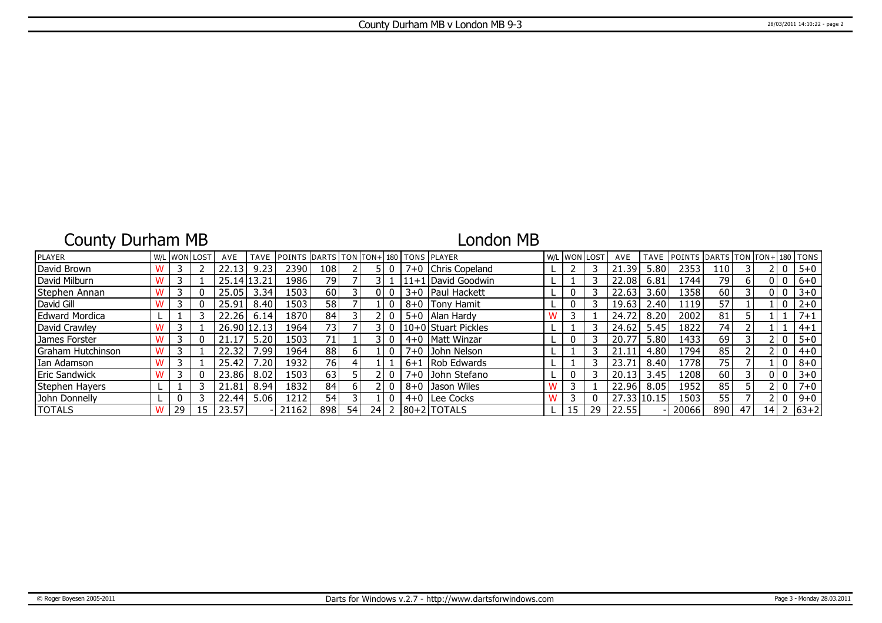# County Durham MB v London MB 9-3

## County Durham MB

## London MB

| PLAYER | W/L | WON | LOST | AVE | TAVE | POINTS | DARTS | TON | TON+ | 180 | TONS | PLAYER | W/L | WON | LOST | AVE | TAVE | POINTS | DARTS | TON | TON+ | 180 | TONS |
|---|---|---|---|---|---|---|---|---|---|---|---|---|---|---|---|---|---|---|---|---|---|---|---|
| David Brown | W | 3 | 2 | 22.13 | 9.23 | 2390 | 108 | 2 | 5 | 0 | 7+0 | Chris Copeland | L | 2 | 3 | 21.39 | 5.80 | 2353 | 110 | 3 | 2 | 0 | 5+0 |
| David Milburn | W | 3 | 1 | 25.14 | 13.21 | 1986 | 79 | 7 | 3 | 1 | 11+1 | David Goodwin | L | 1 | 3 | 22.08 | 6.81 | 1744 | 79 | 6 | 0 | 0 | 6+0 |
| Stephen Annan | W | 3 | 0 | 25.05 | 3.34 | 1503 | 60 | 3 | 0 | 0 | 3+0 | Paul Hackett | L | 0 | 3 | 22.63 | 3.60 | 1358 | 60 | 3 | 0 | 0 | 3+0 |
| David Gill | W | 3 | 0 | 25.91 | 8.40 | 1503 | 58 | 7 | 1 | 0 | 8+0 | Tony Hamit | L | 0 | 3 | 19.63 | 2.40 | 1119 | 57 | 1 | 1 | 0 | 2+0 |
| Edward Mordica | L | 1 | 3 | 22.26 | 6.14 | 1870 | 84 | 3 | 2 | 0 | 5+0 | Alan Hardy | W | 3 | 1 | 24.72 | 8.20 | 2002 | 81 | 5 | 1 | 1 | 7+1 |
| David Crawley | W | 3 | 1 | 26.90 | 12.13 | 1964 | 73 | 7 | 3 | 0 | 10+0 | Stuart Pickles | L | 1 | 3 | 24.62 | 5.45 | 1822 | 74 | 2 | 1 | 1 | 4+1 |
| James Forster | W | 3 | 0 | 21.17 | 5.20 | 1503 | 71 | 1 | 3 | 0 | 4+0 | Matt Winzar | L | 0 | 3 | 20.77 | 5.80 | 1433 | 69 | 3 | 2 | 0 | 5+0 |
| Graham Hutchinson | W | 3 | 1 | 22.32 | 7.99 | 1964 | 88 | 6 | 1 | 0 | 7+0 | John Nelson | L | 1 | 3 | 21.11 | 4.80 | 1794 | 85 | 2 | 2 | 0 | 4+0 |
| Ian Adamson | W | 3 | 1 | 25.42 | 7.20 | 1932 | 76 | 4 | 1 | 1 | 6+1 | Rob Edwards | L | 1 | 3 | 23.71 | 8.40 | 1778 | 75 | 7 | 1 | 0 | 8+0 |
| Eric Sandwick | W | 3 | 0 | 23.86 | 8.02 | 1503 | 63 | 5 | 2 | 0 | 7+0 | John Stefano | L | 0 | 3 | 20.13 | 3.45 | 1208 | 60 | 3 | 0 | 0 | 3+0 |
| Stephen Hayers | L | 1 | 3 | 21.81 | 8.94 | 1832 | 84 | 6 | 2 | 0 | 8+0 | Jason Wiles | W | 3 | 1 | 22.96 | 8.05 | 1952 | 85 | 5 | 2 | 0 | 7+0 |
| John Donnelly | L | 0 | 3 | 22.44 | 5.06 | 1212 | 54 | 3 | 1 | 0 | 4+0 | Lee Cocks | W | 3 | 0 | 27.33 | 10.15 | 1503 | 55 | 7 | 2 | 0 | 9+0 |
| TOTALS | W | 29 | 15 | 23.57 | - | 21162 | 898 | 54 | 24 | 2 | 80+2 | TOTALS | L | 15 | 29 | 22.55 | - | 20066 | 890 | 47 | 14 | 2 | 63+2 |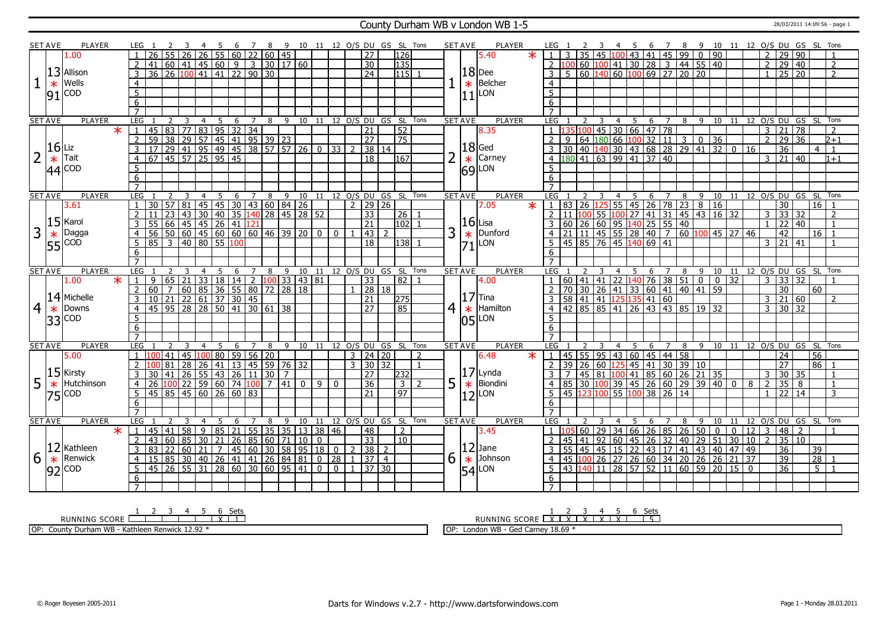# County Durham WB v London WB 1-5

28/03/2011 14:09:56 - page 1

## Set 1

| SET AVE | PLAYER | LEG | 1 | 2 | 3 | 4 | 5 | 6 | 7 | 8 | 9 | 10 | 11 | 12 | O/S | DU | GS | SL | Tons |
|---|---|---|---|---|---|---|---|---|---|---|---|---|---|---|---|---|---|---|---|
| 13.91 | Allison Wells (COD) 1.00 | 1 | 26 | 55 | 26 | 26 | 55 | 60 | 22 | 60 | 45 | | | | | 27 | | 126 | |
| | | 2 | 41 | 60 | 41 | 45 | 60 | 9 | 3 | 30 | 17 | 60 | | | | 30 | | 135 | |
| | | 3 | 36 | 26 | 100 | 41 | 41 | 22 | 90 | 30 | | | | | | 24 | | 115 | 1 |

| SET AVE | PLAYER | LEG | 1 | 2 | 3 | 4 | 5 | 6 | 7 | 8 | 9 | 10 | 11 | 12 | O/S | DU | GS | SL | Tons |
|---|---|---|---|---|---|---|---|---|---|---|---|---|---|---|---|---|---|---|---|
| 18.11 | Dee Belcher (LON) 5.40 * | 1 | 3 | 35 | 45 | 100 | 43 | 41 | 45 | 99 | 0 | 90 | | | 2 | 29 | 90 | | 1 |
| | | 2 | 100 | 60 | 100 | 41 | 30 | 28 | 3 | 44 | 55 | 40 | | | 2 | 29 | 40 | | 2 |
| | | 3 | 5 | 60 | 140 | 60 | 100 | 69 | 27 | 20 | 20 | | | | 1 | 25 | 20 | | 2 |

## Set 2

| SET AVE | PLAYER | LEG | 1 | 2 | 3 | 4 | 5 | 6 | 7 | 8 | 9 | 10 | 11 | 12 | O/S | DU | GS | SL | Tons |
|---|---|---|---|---|---|---|---|---|---|---|---|---|---|---|---|---|---|---|---|
| 16.44 | Liz Tait (COD) * | 1 | 45 | 83 | 77 | 83 | 95 | 32 | 34 | | | | | | | 21 | | 52 | |
| | | 2 | 59 | 38 | 29 | 57 | 45 | 41 | 95 | 39 | 23 | | | | | 27 | | 75 | |
| | | 3 | 17 | 29 | 41 | 95 | 49 | 45 | 38 | 57 | 57 | 26 | 0 | 33 | 2 | 38 | 14 | | |
| | | 4 | 67 | 45 | 57 | 25 | 95 | 45 | | | | | | | | 18 | | 167 | |

| SET AVE | PLAYER | LEG | 1 | 2 | 3 | 4 | 5 | 6 | 7 | 8 | 9 | 10 | 11 | 12 | O/S | DU | GS | SL | Tons |
|---|---|---|---|---|---|---|---|---|---|---|---|---|---|---|---|---|---|---|---|
| 18.69 | Ged Carney (LON) 8.35 | 1 | 135 | 100 | 45 | 30 | 66 | 47 | 78 | | | | | | 3 | 21 | 78 | | 2 |
| | | 2 | 9 | 64 | 180 | 66 | 100 | 32 | 11 | 3 | 0 | 36 | | | 2 | 29 | 36 | | 2+1 |
| | | 3 | 30 | 40 | 140 | 30 | 43 | 68 | 28 | 29 | 41 | 32 | 0 | 16 | | 36 | | 4 | 1 |
| | | 4 | 180 | 41 | 63 | 99 | 41 | 37 | 40 | | | | | | 3 | 21 | 40 | | 1+1 |

## Set 3

| SET AVE | PLAYER | LEG | 1 | 2 | 3 | 4 | 5 | 6 | 7 | 8 | 9 | 10 | 11 | 12 | O/S | DU | GS | SL | Tons |
|---|---|---|---|---|---|---|---|---|---|---|---|---|---|---|---|---|---|---|---|
| 15.55 | Karol Dagga (COD) 3.61 | 1 | 30 | 57 | 81 | 45 | 45 | 30 | 43 | 60 | 84 | 26 | | | 2 | 29 | 26 | | |
| | | 2 | 11 | 23 | 43 | 30 | 40 | 35 | 140 | 28 | 45 | 28 | 52 | | | 33 | | 26 | 1 |
| | | 3 | 55 | 66 | 45 | 45 | 26 | 41 | 121 | | | | | | | 21 | | 102 | 1 |
| | | 4 | 56 | 50 | 60 | 45 | 60 | 60 | 60 | 46 | 39 | 20 | 0 | 0 | 1 | 43 | 2 | | |
| | | 5 | 85 | 3 | 40 | 80 | 55 | 100 | | | | | | | | 18 | | 138 | 1 |

| SET AVE | PLAYER | LEG | 1 | 2 | 3 | 4 | 5 | 6 | 7 | 8 | 9 | 10 | 11 | 12 | O/S | DU | GS | SL | Tons |
|---|---|---|---|---|---|---|---|---|---|---|---|---|---|---|---|---|---|---|---|
| 16.71 | Lisa Dunford (LON) 7.05 * | 1 | 83 | 26 | 125 | 55 | 45 | 26 | 78 | 23 | 8 | 16 | | | | 30 | | 16 | 1 |
| | | 2 | 11 | 100 | 55 | 100 | 27 | 41 | 31 | 45 | 43 | 16 | 32 | | 3 | 33 | 32 | | 2 |
| | | 3 | 60 | 26 | 60 | 95 | 140 | 25 | 55 | 40 | | | | | 1 | 22 | 40 | | 1 |
| | | 4 | 21 | 11 | 45 | 55 | 28 | 40 | 7 | 60 | 100 | 45 | 27 | 46 | | 42 | | 16 | 1 |
| | | 5 | 45 | 85 | 76 | 45 | 140 | 69 | 41 | | | | | | 3 | 21 | 41 | | 1 |

## Set 4

| SET AVE | PLAYER | LEG | 1 | 2 | 3 | 4 | 5 | 6 | 7 | 8 | 9 | 10 | 11 | 12 | O/S | DU | GS | SL | Tons |
|---|---|---|---|---|---|---|---|---|---|---|---|---|---|---|---|---|---|---|---|
| 14.33 | Michelle Downs (COD) 1.00 * | 1 | 9 | 65 | 21 | 33 | 18 | 14 | 2 | 100 | 33 | 43 | 81 | | | 33 | | 82 | 1 |
| | | 2 | 60 | 7 | 60 | 85 | 36 | 55 | 80 | 72 | 28 | 18 | | | 1 | 28 | 18 | | |
| | | 3 | 10 | 21 | 22 | 61 | 37 | 30 | 45 | | | | | | | 21 | | 275 | |
| | | 4 | 45 | 95 | 28 | 28 | 50 | 41 | 30 | 61 | 38 | | | | | 27 | | 85 | |

| SET AVE | PLAYER | LEG | 1 | 2 | 3 | 4 | 5 | 6 | 7 | 8 | 9 | 10 | 11 | 12 | O/S | DU | GS | SL | Tons |
|---|---|---|---|---|---|---|---|---|---|---|---|---|---|---|---|---|---|---|---|
| 17.05 | Tina Hamilton (LON) 4.00 | 1 | 60 | 41 | 41 | 22 | 140 | 76 | 38 | 51 | 0 | 0 | 32 | | 3 | 33 | 32 | | 1 |
| | | 2 | 70 | 30 | 26 | 41 | 33 | 60 | 41 | 40 | 41 | 59 | | | | 30 | | 60 | |
| | | 3 | 58 | 41 | 41 | 125 | 135 | 41 | 60 | | | | | | 3 | 21 | 60 | | 2 |
| | | 4 | 42 | 85 | 85 | 41 | 26 | 43 | 43 | 85 | 19 | 32 | | | 3 | 30 | 32 | | |

## Set 5

| SET AVE | PLAYER | LEG | 1 | 2 | 3 | 4 | 5 | 6 | 7 | 8 | 9 | 10 | 11 | 12 | O/S | DU | GS | SL | Tons |
|---|---|---|---|---|---|---|---|---|---|---|---|---|---|---|---|---|---|---|---|
| 15.75 | Kirsty Hutchinson (COD) 5.00 | 1 | 100 | 41 | 45 | 100 | 80 | 59 | 56 | 20 | | | | | 3 | 24 | 20 | | 2 |
| | | 2 | 100 | 81 | 28 | 26 | 41 | 13 | 45 | 59 | 76 | 32 | | | 3 | 30 | 32 | | 1 |
| | | 3 | 30 | 41 | 26 | 55 | 43 | 26 | 11 | 30 | 7 | | | | | 27 | | 232 | |
| | | 4 | 26 | 100 | 22 | 59 | 60 | 74 | 100 | 7 | 41 | 0 | 9 | 0 | | 36 | | 3 | 2 |
| | | 5 | 45 | 85 | 45 | 60 | 26 | 60 | 83 | | | | | | | 21 | | 97 | |

| SET AVE | PLAYER | LEG | 1 | 2 | 3 | 4 | 5 | 6 | 7 | 8 | 9 | 10 | 11 | 12 | O/S | DU | GS | SL | Tons |
|---|---|---|---|---|---|---|---|---|---|---|---|---|---|---|---|---|---|---|---|
| 17.12 | Lynda Biondini (LON) 6.48 * | 1 | 45 | 55 | 95 | 43 | 60 | 45 | 44 | 58 | | | | | | 24 | | 56 | |
| | | 2 | 39 | 26 | 60 | 125 | 45 | 41 | 30 | 39 | 10 | | | | | 27 | | 86 | 1 |
| | | 3 | 7 | 45 | 81 | 100 | 41 | 85 | 60 | 26 | 21 | 35 | | | 3 | 30 | 35 | | 1 |
| | | 4 | 85 | 30 | 100 | 39 | 45 | 26 | 60 | 29 | 39 | 40 | 0 | 8 | 2 | 35 | 8 | | 1 |
| | | 5 | 45 | 123 | 100 | 55 | 100 | 38 | 26 | 14 | | | | | 1 | 22 | 14 | | 3 |

## Set 6

| SET AVE | PLAYER | LEG | 1 | 2 | 3 | 4 | 5 | 6 | 7 | 8 | 9 | 10 | 11 | 12 | O/S | DU | GS | SL | Tons |
|---|---|---|---|---|---|---|---|---|---|---|---|---|---|---|---|---|---|---|---|
| 12.92 | Kathleen Renwick (COD) * | 1 | 45 | 41 | 58 | 9 | 85 | 21 | 55 | 35 | 35 | 13 | 38 | 46 | | 48 | | 2 | |
| | | 2 | 43 | 60 | 85 | 30 | 21 | 26 | 85 | 60 | 71 | 10 | 0 | | | 33 | | 10 | |
| | | 3 | 83 | 22 | 60 | 21 | 7 | 45 | 60 | 30 | 58 | 95 | 18 | 0 | 2 | 38 | 2 | | |
| | | 4 | 15 | 85 | 30 | 40 | 26 | 41 | 41 | 26 | 84 | 81 | 0 | 28 | 1 | 37 | 4 | | |
| | | 5 | 45 | 26 | 55 | 31 | 28 | 60 | 30 | 60 | 95 | 41 | 0 | 0 | 1 | 37 | 30 | | |

| SET AVE | PLAYER | LEG | 1 | 2 | 3 | 4 | 5 | 6 | 7 | 8 | 9 | 10 | 11 | 12 | O/S | DU | GS | SL | Tons |
|---|---|---|---|---|---|---|---|---|---|---|---|---|---|---|---|---|---|---|---|
| 12.54 | Jane Johnson (LON) 3.45 | 1 | 105 | 60 | 29 | 34 | 66 | 26 | 85 | 26 | 50 | 0 | 0 | 12 | 3 | 48 | 2 | | 1 |
| | | 2 | 45 | 41 | 92 | 60 | 45 | 26 | 32 | 40 | 29 | 51 | 30 | 10 | 2 | 35 | 10 | | |
| | | 3 | 55 | 45 | 45 | 15 | 22 | 43 | 17 | 41 | 43 | 40 | 47 | 49 | | 36 | | 39 | |
| | | 4 | 45 | 100 | 26 | 27 | 26 | 60 | 34 | 20 | 26 | 26 | 21 | 37 | | 39 | | 28 | 1 |
| | | 5 | 43 | 140 | 11 | 28 | 57 | 52 | 11 | 60 | 59 | 20 | 15 | 0 | | 36 | | 5 | 1 |

| RUNNING SCORE | 1 | 2 | 3 | 4 | 5 | 6 | Sets |
|---|---|---|---|---|---|---|---|
| County Durham WB | | | | | | X | 1 |
| London WB | X | X | X | X | X | | 5 |

OP: County Durham WB - Kathleen Renwick 12.92 *

OP: London WB - Ged Carney 18.69 *

© Roger Boyesen 2005-2011 — Darts for Windows v.2.7 - http://www.dartsforwindows.com — Monday 28.03.2011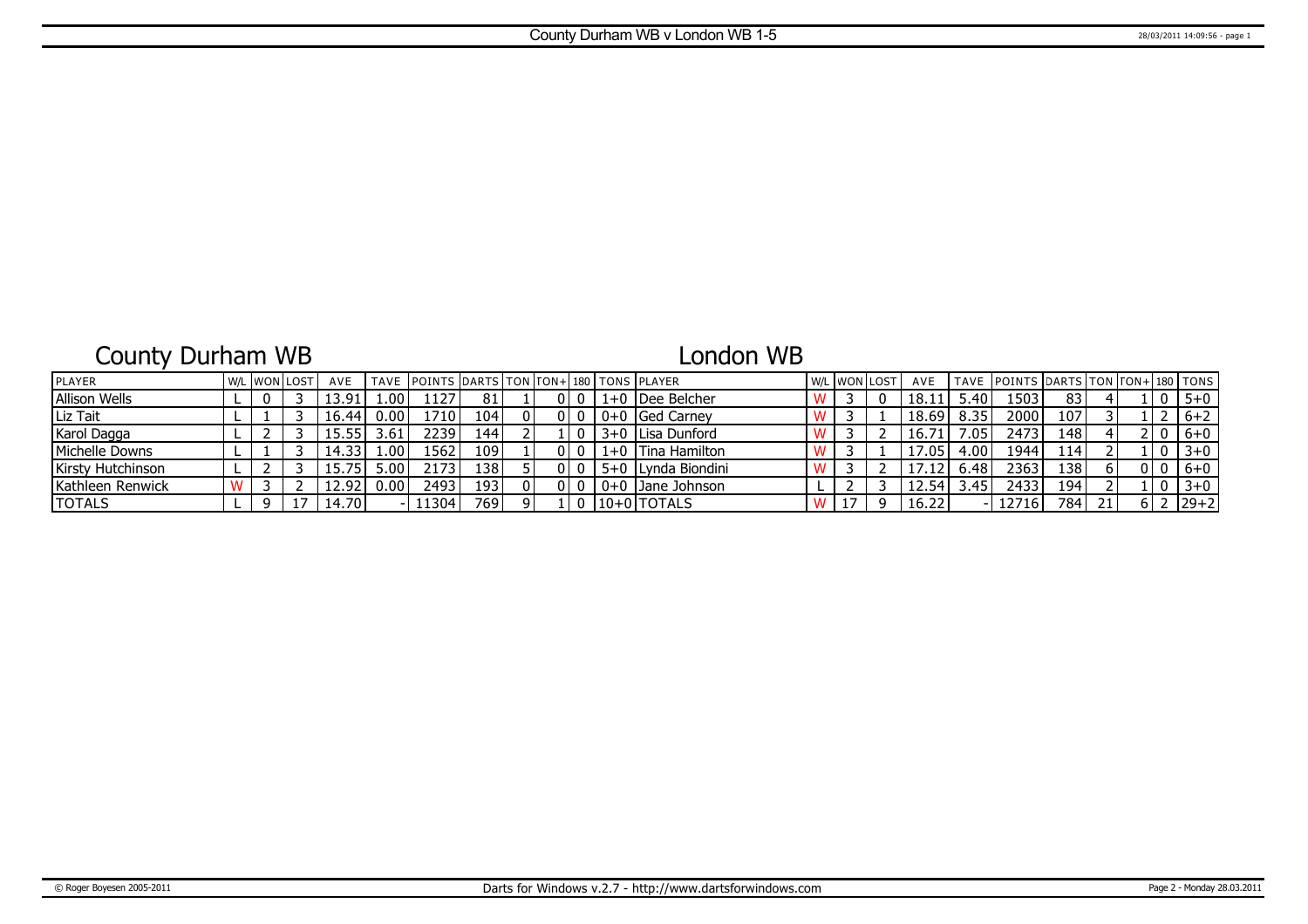# County Durham WB v London WB 1-5

## County Durham WB

## London WB

| PLAYER | W/L | WON | LOST | AVE | TAVE | POINTS | DARTS | TON | TON+ | 180 | TONS | PLAYER | W/L | WON | LOST | AVE | TAVE | POINTS | DARTS | TON | TON+ | 180 | TONS |
|---|---|---|---|---|---|---|---|---|---|---|---|---|---|---|---|---|---|---|---|---|---|---|---|
| Allison Wells | L | 0 | 3 | 13.91 | 1.00 | 1127 | 81 | 1 | 0 | 0 | 1+0 | Dee Belcher | W | 3 | 0 | 18.11 | 5.40 | 1503 | 83 | 4 | 1 | 0 | 5+0 |
| Liz Tait | L | 1 | 3 | 16.44 | 0.00 | 1710 | 104 | 0 | 0 | 0 | 0+0 | Ged Carney | W | 3 | 1 | 18.69 | 8.35 | 2000 | 107 | 3 | 1 | 2 | 6+2 |
| Karol Dagga | L | 2 | 3 | 15.55 | 3.61 | 2239 | 144 | 2 | 1 | 0 | 3+0 | Lisa Dunford | W | 3 | 2 | 16.71 | 7.05 | 2473 | 148 | 4 | 2 | 0 | 6+0 |
| Michelle Downs | L | 1 | 3 | 14.33 | 1.00 | 1562 | 109 | 1 | 0 | 0 | 1+0 | Tina Hamilton | W | 3 | 1 | 17.05 | 4.00 | 1944 | 114 | 2 | 1 | 0 | 3+0 |
| Kirsty Hutchinson | L | 2 | 3 | 15.75 | 5.00 | 2173 | 138 | 5 | 0 | 0 | 5+0 | Lynda Biondini | W | 3 | 2 | 17.12 | 6.48 | 2363 | 138 | 6 | 0 | 0 | 6+0 |
| Kathleen Renwick | W | 3 | 2 | 12.92 | 0.00 | 2493 | 193 | 0 | 0 | 0 | 0+0 | Jane Johnson | L | 2 | 3 | 12.54 | 3.45 | 2433 | 194 | 2 | 1 | 0 | 3+0 |
| TOTALS | L | 9 | 17 | 14.70 | - | 11304 | 769 | 9 | 1 | 0 | 10+0 | TOTALS | W | 17 | 9 | 16.22 | - | 12716 | 784 | 21 | 6 | 2 | 29+2 |

© Roger Boyesen 2005-2011 Darts for Windows v.2.7 - http://www.dartsforwindows.com